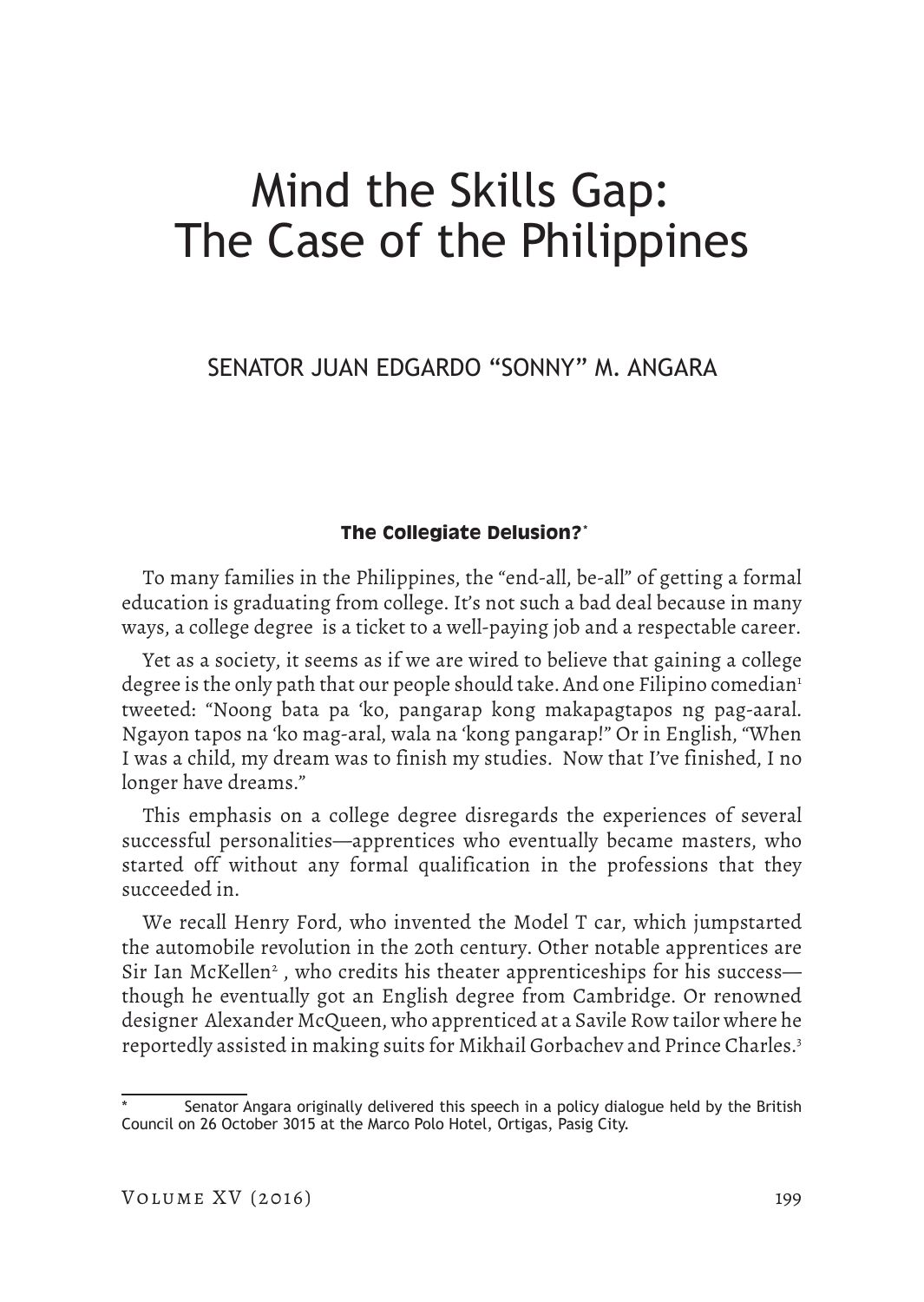# Mind the Skills Gap: The Case of the Philippines

SENATOR JUAN EDGARDO "SONNY" M. ANGARA

## The Collegiate Delusion?*

To many families in the Philippines, the "end-all, be-all" of getting a formal education is graduating from college. It's not such a bad deal because in many ways, a college degree is a ticket to a well-paying job and a respectable career.

Yet as a society, it seems as if we are wired to believe that gaining a college degree is the only path that our people should take. And one Filipino comedian[1] tweeted: "Noong bata pa 'ko, pangarap kong makapagtapos ng pag-aaral. Ngayon tapos na 'ko mag-aral, wala na 'kong pangarap!" Or in English, "When I was a child, my dream was to finish my studies. Now that I've finished, I no longer have dreams."

This emphasis on a college degree disregards the experiences of several successful personalities—apprentices who eventually became masters, who started off without any formal qualification in the professions that they succeeded in.

We recall Henry Ford, who invented the Model T car, which jumpstarted the automobile revolution in the 20th century. Other notable apprentices are Sir Ian McKellen[2] , who credits his theater apprenticeships for his success—though he eventually got an English degree from Cambridge. Or renowned designer Alexander McQueen, who apprenticed at a Savile Row tailor where he reportedly assisted in making suits for Mikhail Gorbachev and Prince Charles.[3]

---

\* Senator Angara originally delivered this speech in a policy dialogue held by the British Council on 26 October 3015 at the Marco Polo Hotel, Ortigas, Pasig City.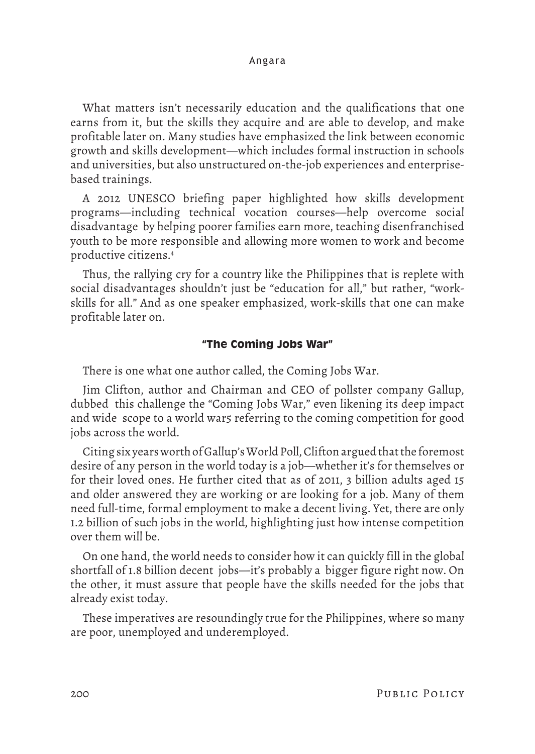What matters isn't necessarily education and the qualifications that one earns from it, but the skills they acquire and are able to develop, and make profitable later on. Many studies have emphasized the link between economic growth and skills development—which includes formal instruction in schools and universities, but also unstructured on-the-job experiences and enterprise-based trainings.

A 2012 UNESCO briefing paper highlighted how skills development programs—including technical vocation courses—help overcome social disadvantage by helping poorer families earn more, teaching disenfranchised youth to be more responsible and allowing more women to work and become productive citizens.[4]

Thus, the rallying cry for a country like the Philippines that is replete with social disadvantages shouldn't just be "education for all," but rather, "work-skills for all." And as one speaker emphasized, work-skills that one can make profitable later on.

### "The Coming Jobs War"

There is one what one author called, the Coming Jobs War.

Jim Clifton, author and Chairman and CEO of pollster company Gallup, dubbed this challenge the "Coming Jobs War," even likening its deep impact and wide scope to a world war5 referring to the coming competition for good jobs across the world.

Citing six years worth of Gallup's World Poll, Clifton argued that the foremost desire of any person in the world today is a job—whether it's for themselves or for their loved ones. He further cited that as of 2011, 3 billion adults aged 15 and older answered they are working or are looking for a job. Many of them need full-time, formal employment to make a decent living. Yet, there are only 1.2 billion of such jobs in the world, highlighting just how intense competition over them will be.

On one hand, the world needs to consider how it can quickly fill in the global shortfall of 1.8 billion decent jobs—it's probably a bigger figure right now. On the other, it must assure that people have the skills needed for the jobs that already exist today.

These imperatives are resoundingly true for the Philippines, where so many are poor, unemployed and underemployed.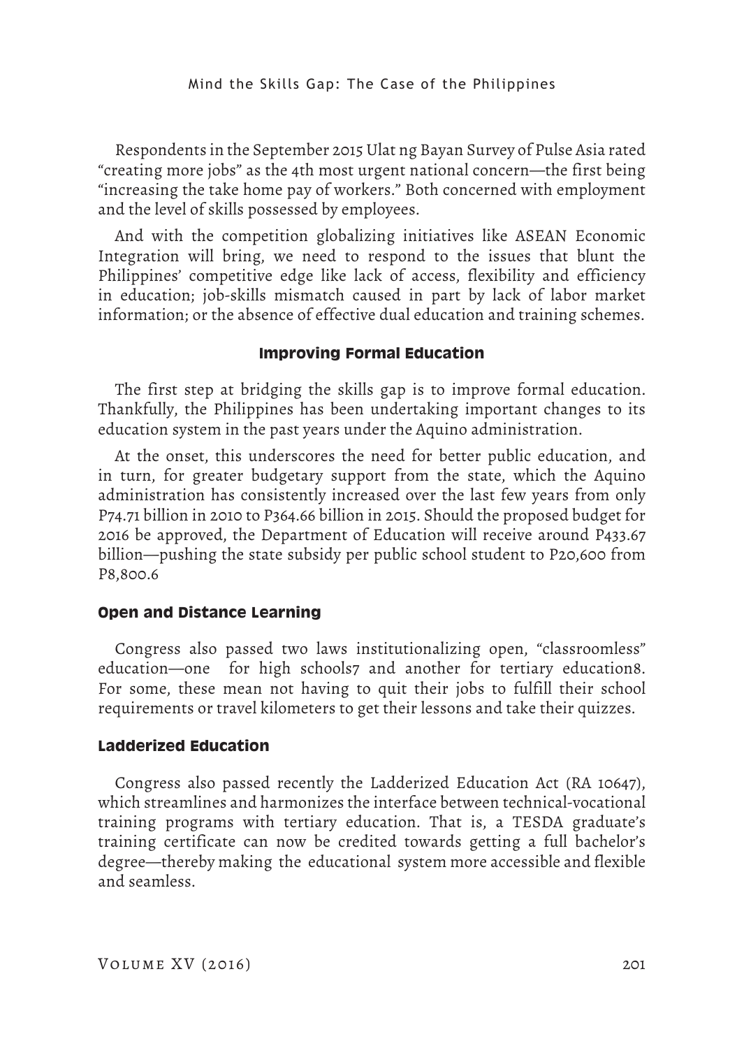Respondents in the September 2015 Ulat ng Bayan Survey of Pulse Asia rated "creating more jobs" as the 4th most urgent national concern—the first being "increasing the take home pay of workers." Both concerned with employment and the level of skills possessed by employees.

And with the competition globalizing initiatives like ASEAN Economic Integration will bring, we need to respond to the issues that blunt the Philippines' competitive edge like lack of access, flexibility and efficiency in education; job-skills mismatch caused in part by lack of labor market information; or the absence of effective dual education and training schemes.

## Improving Formal Education

The first step at bridging the skills gap is to improve formal education. Thankfully, the Philippines has been undertaking important changes to its education system in the past years under the Aquino administration.

At the onset, this underscores the need for better public education, and in turn, for greater budgetary support from the state, which the Aquino administration has consistently increased over the last few years from only P74.71 billion in 2010 to P364.66 billion in 2015. Should the proposed budget for 2016 be approved, the Department of Education will receive around P433.67 billion—pushing the state subsidy per public school student to P20,600 from P8,800.[6]

### Open and Distance Learning

Congress also passed two laws institutionalizing open, "classroomless" education—one for high schools[7] and another for tertiary education[8]. For some, these mean not having to quit their jobs to fulfill their school requirements or travel kilometers to get their lessons and take their quizzes.

### Ladderized Education

Congress also passed recently the Ladderized Education Act (RA 10647), which streamlines and harmonizes the interface between technical-vocational training programs with tertiary education. That is, a TESDA graduate's training certificate can now be credited towards getting a full bachelor's degree—thereby making the educational system more accessible and flexible and seamless.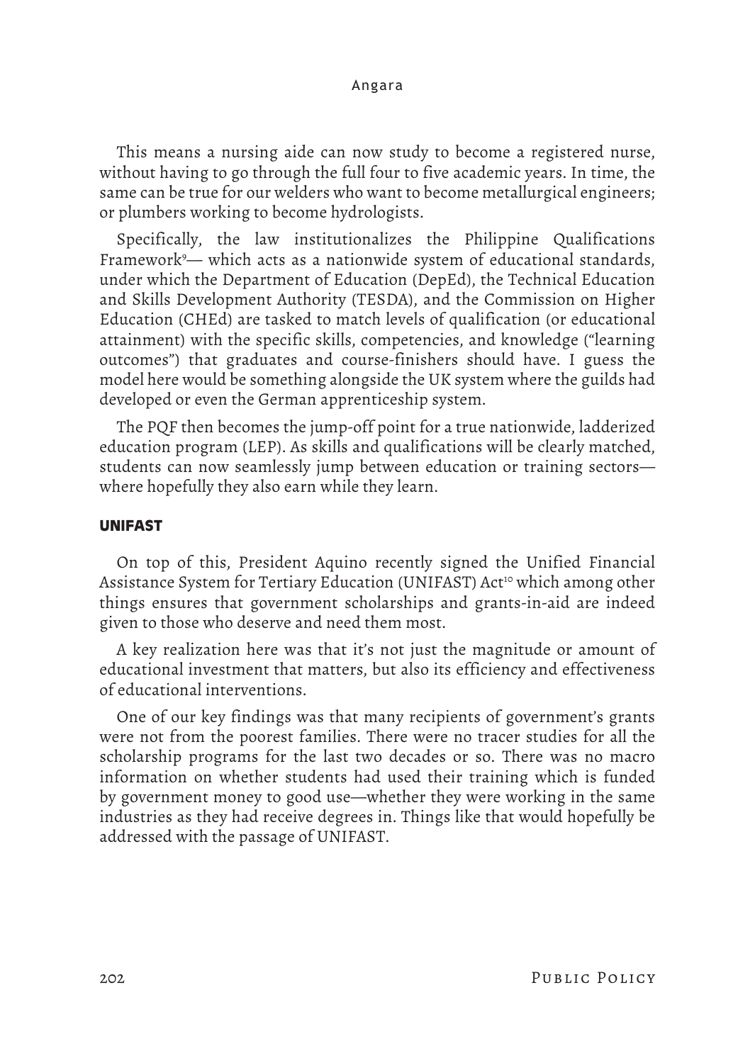This means a nursing aide can now study to become a registered nurse, without having to go through the full four to five academic years. In time, the same can be true for our welders who want to become metallurgical engineers; or plumbers working to become hydrologists.

Specifically, the law institutionalizes the Philippine Qualifications Framework[9]— which acts as a nationwide system of educational standards, under which the Department of Education (DepEd), the Technical Education and Skills Development Authority (TESDA), and the Commission on Higher Education (CHEd) are tasked to match levels of qualification (or educational attainment) with the specific skills, competencies, and knowledge ("learning outcomes") that graduates and course-finishers should have. I guess the model here would be something alongside the UK system where the guilds had developed or even the German apprenticeship system.

The PQF then becomes the jump-off point for a true nationwide, ladderized education program (LEP). As skills and qualifications will be clearly matched, students can now seamlessly jump between education or training sectors—where hopefully they also earn while they learn.

## UNIFAST

On top of this, President Aquino recently signed the Unified Financial Assistance System for Tertiary Education (UNIFAST) Act[10] which among other things ensures that government scholarships and grants-in-aid are indeed given to those who deserve and need them most.

A key realization here was that it's not just the magnitude or amount of educational investment that matters, but also its efficiency and effectiveness of educational interventions.

One of our key findings was that many recipients of government's grants were not from the poorest families. There were no tracer studies for all the scholarship programs for the last two decades or so. There was no macro information on whether students had used their training which is funded by government money to good use—whether they were working in the same industries as they had receive degrees in. Things like that would hopefully be addressed with the passage of UNIFAST.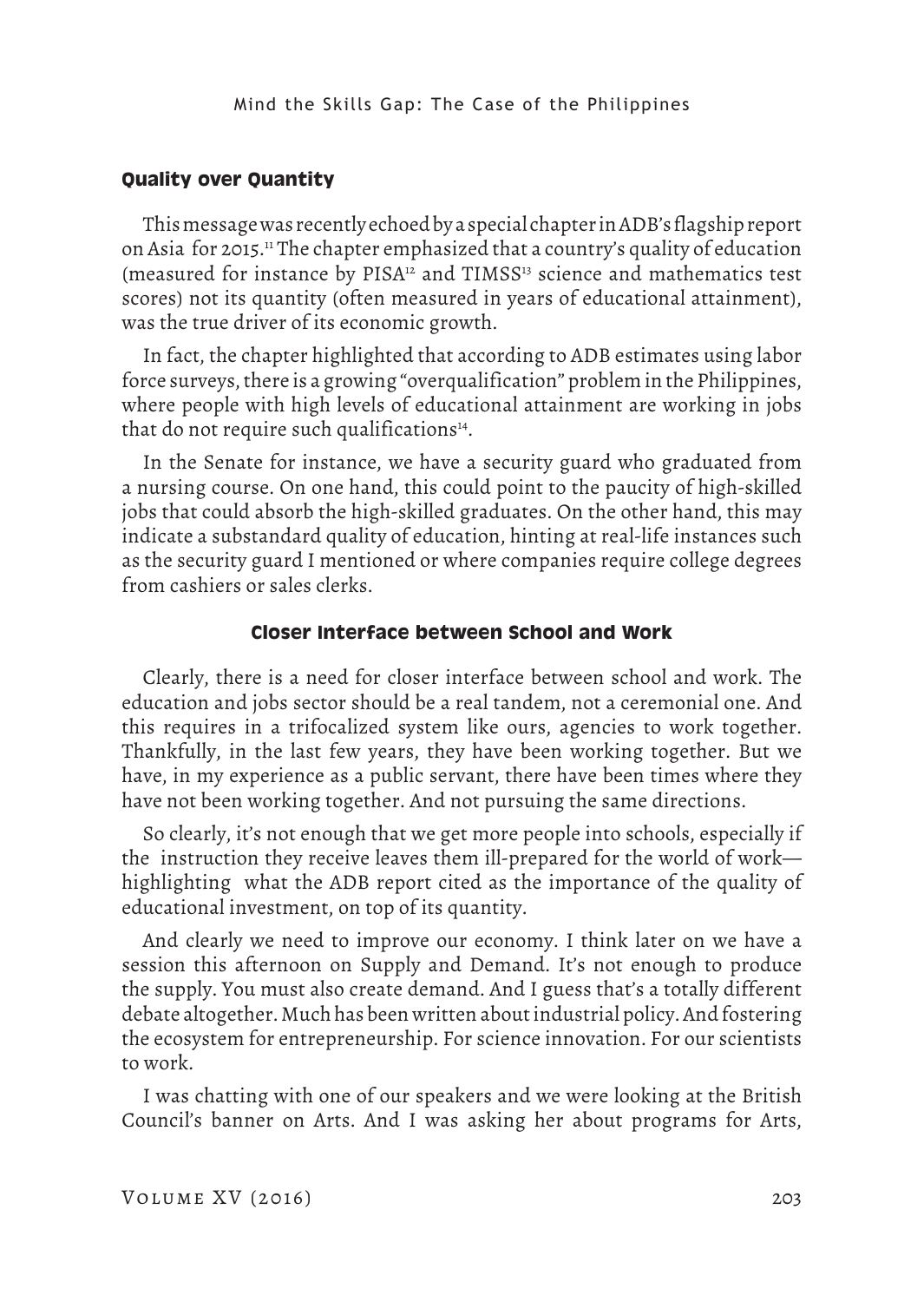### Quality over Quantity

This message was recently echoed by a special chapter in ADB's flagship report on Asia for 2015.[11] The chapter emphasized that a country's quality of education (measured for instance by PISA[12] and TIMSS[13] science and mathematics test scores) not its quantity (often measured in years of educational attainment), was the true driver of its economic growth.

In fact, the chapter highlighted that according to ADB estimates using labor force surveys, there is a growing "overqualification" problem in the Philippines, where people with high levels of educational attainment are working in jobs that do not require such qualifications[14].

In the Senate for instance, we have a security guard who graduated from a nursing course. On one hand, this could point to the paucity of high-skilled jobs that could absorb the high-skilled graduates. On the other hand, this may indicate a substandard quality of education, hinting at real-life instances such as the security guard I mentioned or where companies require college degrees from cashiers or sales clerks.

### Closer Interface between School and Work

Clearly, there is a need for closer interface between school and work. The education and jobs sector should be a real tandem, not a ceremonial one. And this requires in a trifocalized system like ours, agencies to work together. Thankfully, in the last few years, they have been working together. But we have, in my experience as a public servant, there have been times where they have not been working together. And not pursuing the same directions.

So clearly, it's not enough that we get more people into schools, especially if the instruction they receive leaves them ill-prepared for the world of work—highlighting what the ADB report cited as the importance of the quality of educational investment, on top of its quantity.

And clearly we need to improve our economy. I think later on we have a session this afternoon on Supply and Demand. It's not enough to produce the supply. You must also create demand. And I guess that's a totally different debate altogether. Much has been written about industrial policy. And fostering the ecosystem for entrepreneurship. For science innovation. For our scientists to work.

I was chatting with one of our speakers and we were looking at the British Council's banner on Arts. And I was asking her about programs for Arts,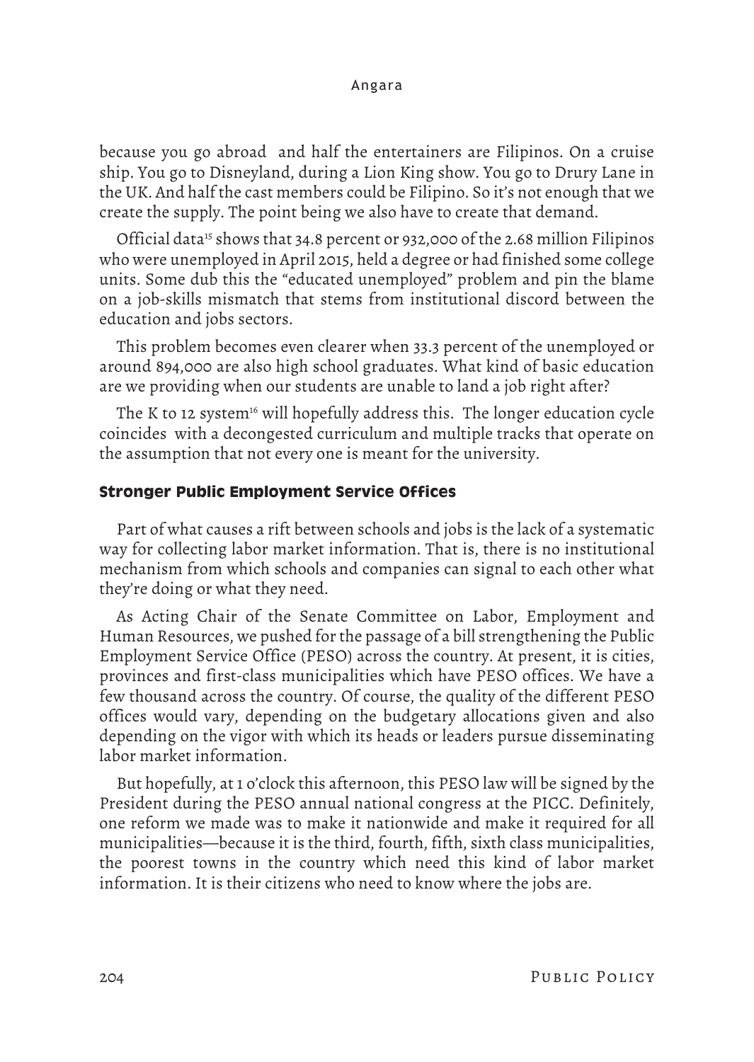because you go abroad  and half the entertainers are Filipinos. On a cruise ship. You go to Disneyland, during a Lion King show. You go to Drury Lane in the UK. And half the cast members could be Filipino. So it's not enough that we create the supply. The point being we also have to create that demand.

Official data[15] shows that 34.8 percent or 932,000 of the 2.68 million Filipinos who were unemployed in April 2015, held a degree or had finished some college units. Some dub this the "educated unemployed" problem and pin the blame on a job-skills mismatch that stems from institutional discord between the education and jobs sectors.

This problem becomes even clearer when 33.3 percent of the unemployed or around 894,000 are also high school graduates. What kind of basic education are we providing when our students are unable to land a job right after?

The K to 12 system[16] will hopefully address this.  The longer education cycle coincides  with a decongested curriculum and multiple tracks that operate on the assumption that not every one is meant for the university.

### Stronger Public Employment Service Offices

Part of what causes a rift between schools and jobs is the lack of a systematic way for collecting labor market information. That is, there is no institutional mechanism from which schools and companies can signal to each other what they're doing or what they need.

As Acting Chair of the Senate Committee on Labor, Employment and Human Resources, we pushed for the passage of a bill strengthening the Public Employment Service Office (PESO) across the country. At present, it is cities, provinces and first-class municipalities which have PESO offices. We have a few thousand across the country. Of course, the quality of the different PESO offices would vary, depending on the budgetary allocations given and also depending on the vigor with which its heads or leaders pursue disseminating labor market information.

But hopefully, at 1 o'clock this afternoon, this PESO law will be signed by the President during the PESO annual national congress at the PICC. Definitely, one reform we made was to make it nationwide and make it required for all municipalities—because it is the third, fourth, fifth, sixth class municipalities, the poorest towns in the country which need this kind of labor market information. It is their citizens who need to know where the jobs are.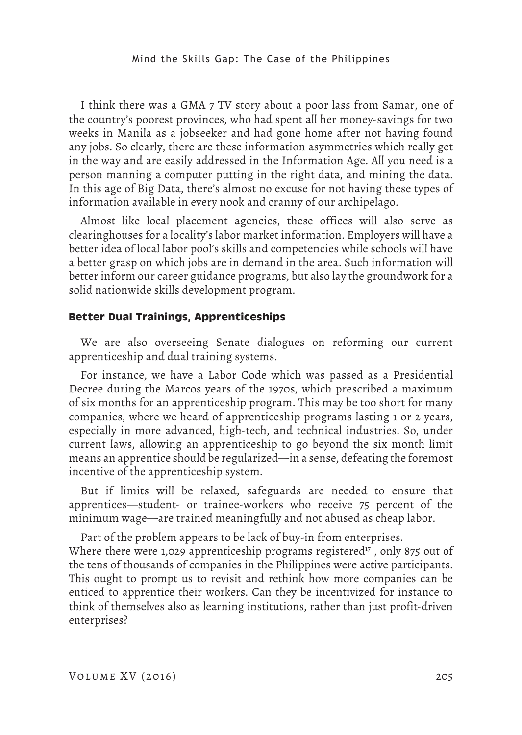I think there was a GMA 7 TV story about a poor lass from Samar, one of the country's poorest provinces, who had spent all her money-savings for two weeks in Manila as a jobseeker and had gone home after not having found any jobs. So clearly, there are these information asymmetries which really get in the way and are easily addressed in the Information Age. All you need is a person manning a computer putting in the right data, and mining the data. In this age of Big Data, there's almost no excuse for not having these types of information available in every nook and cranny of our archipelago.

Almost like local placement agencies, these offices will also serve as clearinghouses for a locality's labor market information. Employers will have a better idea of local labor pool's skills and competencies while schools will have a better grasp on which jobs are in demand in the area. Such information will better inform our career guidance programs, but also lay the groundwork for a solid nationwide skills development program.

### Better Dual Trainings, Apprenticeships

We are also overseeing Senate dialogues on reforming our current apprenticeship and dual training systems.

For instance, we have a Labor Code which was passed as a Presidential Decree during the Marcos years of the 1970s, which prescribed a maximum of six months for an apprenticeship program. This may be too short for many companies, where we heard of apprenticeship programs lasting 1 or 2 years, especially in more advanced, high-tech, and technical industries. So, under current laws, allowing an apprenticeship to go beyond the six month limit means an apprentice should be regularized—in a sense, defeating the foremost incentive of the apprenticeship system.

But if limits will be relaxed, safeguards are needed to ensure that apprentices—student- or trainee-workers who receive 75 percent of the minimum wage—are trained meaningfully and not abused as cheap labor.

Part of the problem appears to be lack of buy-in from enterprises. Where there were 1,029 apprenticeship programs registered[17] , only 875 out of the tens of thousands of companies in the Philippines were active participants. This ought to prompt us to revisit and rethink how more companies can be enticed to apprentice their workers. Can they be incentivized for instance to think of themselves also as learning institutions, rather than just profit-driven enterprises?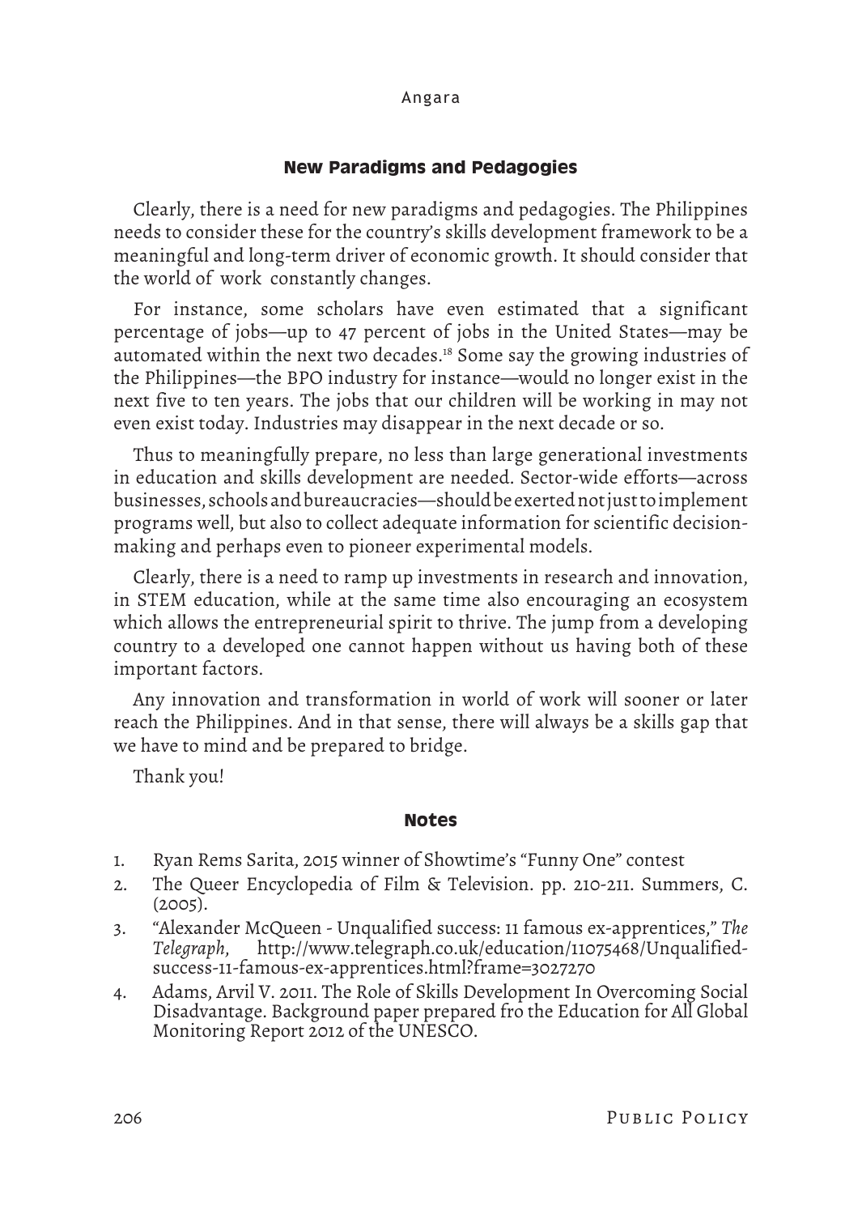## New Paradigms and Pedagogies

Clearly, there is a need for new paradigms and pedagogies. The Philippines needs to consider these for the country's skills development framework to be a meaningful and long-term driver of economic growth. It should consider that the world of work constantly changes.

For instance, some scholars have even estimated that a significant percentage of jobs—up to 47 percent of jobs in the United States—may be automated within the next two decades.[18] Some say the growing industries of the Philippines—the BPO industry for instance—would no longer exist in the next five to ten years. The jobs that our children will be working in may not even exist today. Industries may disappear in the next decade or so.

Thus to meaningfully prepare, no less than large generational investments in education and skills development are needed. Sector-wide efforts—across businesses, schools and bureaucracies—should be exerted not just to implement programs well, but also to collect adequate information for scientific decision-making and perhaps even to pioneer experimental models.

Clearly, there is a need to ramp up investments in research and innovation, in STEM education, while at the same time also encouraging an ecosystem which allows the entrepreneurial spirit to thrive. The jump from a developing country to a developed one cannot happen without us having both of these important factors.

Any innovation and transformation in world of work will sooner or later reach the Philippines. And in that sense, there will always be a skills gap that we have to mind and be prepared to bridge.

Thank you!

## Notes

1. Ryan Rems Sarita, 2015 winner of Showtime's "Funny One" contest
2. The Queer Encyclopedia of Film & Television. pp. 210-211. Summers, C. (2005).
3. "Alexander McQueen - Unqualified success: 11 famous ex-apprentices," *The Telegraph*, http://www.telegraph.co.uk/education/11075468/Unqualified-success-11-famous-ex-apprentices.html?frame=3027270
4. Adams, Arvil V. 2011. The Role of Skills Development In Overcoming Social Disadvantage. Background paper prepared fro the Education for All Global Monitoring Report 2012 of the UNESCO.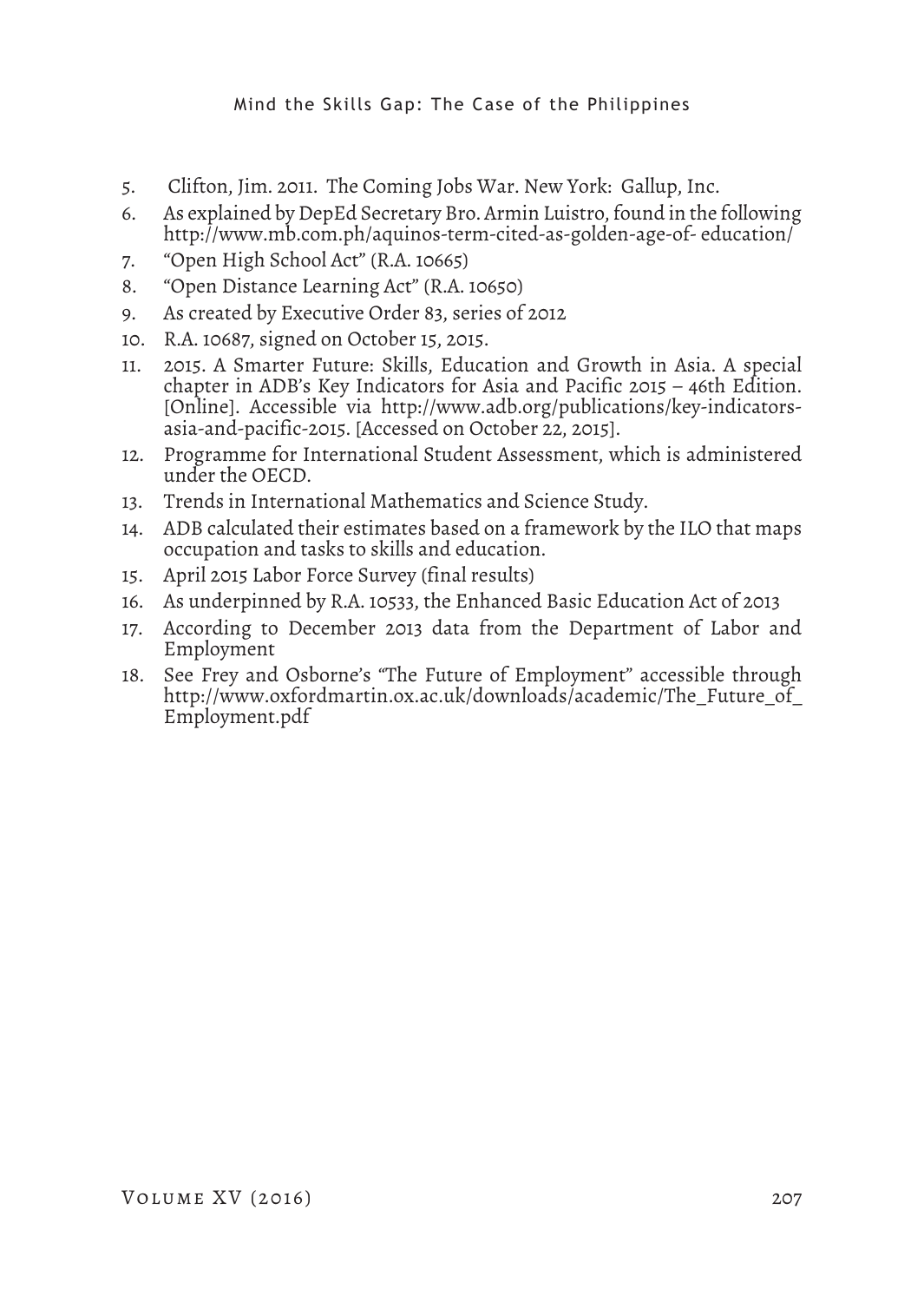5. Clifton, Jim. 2011. The Coming Jobs War. New York: Gallup, Inc.
6. As explained by DepEd Secretary Bro. Armin Luistro, found in the following http://www.mb.com.ph/aquinos-term-cited-as-golden-age-of- education/
7. “Open High School Act” (R.A. 10665)
8. “Open Distance Learning Act” (R.A. 10650)
9. As created by Executive Order 83, series of 2012
10. R.A. 10687, signed on October 15, 2015.
11. 2015. A Smarter Future: Skills, Education and Growth in Asia. A special chapter in ADB’s Key Indicators for Asia and Pacific 2015 – 46th Edition. [Online]. Accessible via http://www.adb.org/publications/key-indicators-asia-and-pacific-2015. [Accessed on October 22, 2015].
12. Programme for International Student Assessment, which is administered under the OECD.
13. Trends in International Mathematics and Science Study.
14. ADB calculated their estimates based on a framework by the ILO that maps occupation and tasks to skills and education.
15. April 2015 Labor Force Survey (final results)
16. As underpinned by R.A. 10533, the Enhanced Basic Education Act of 2013
17. According to December 2013 data from the Department of Labor and Employment
18. See Frey and Osborne’s “The Future of Employment” accessible through http://www.oxfordmartin.ox.ac.uk/downloads/academic/The_Future_of_Employment.pdf